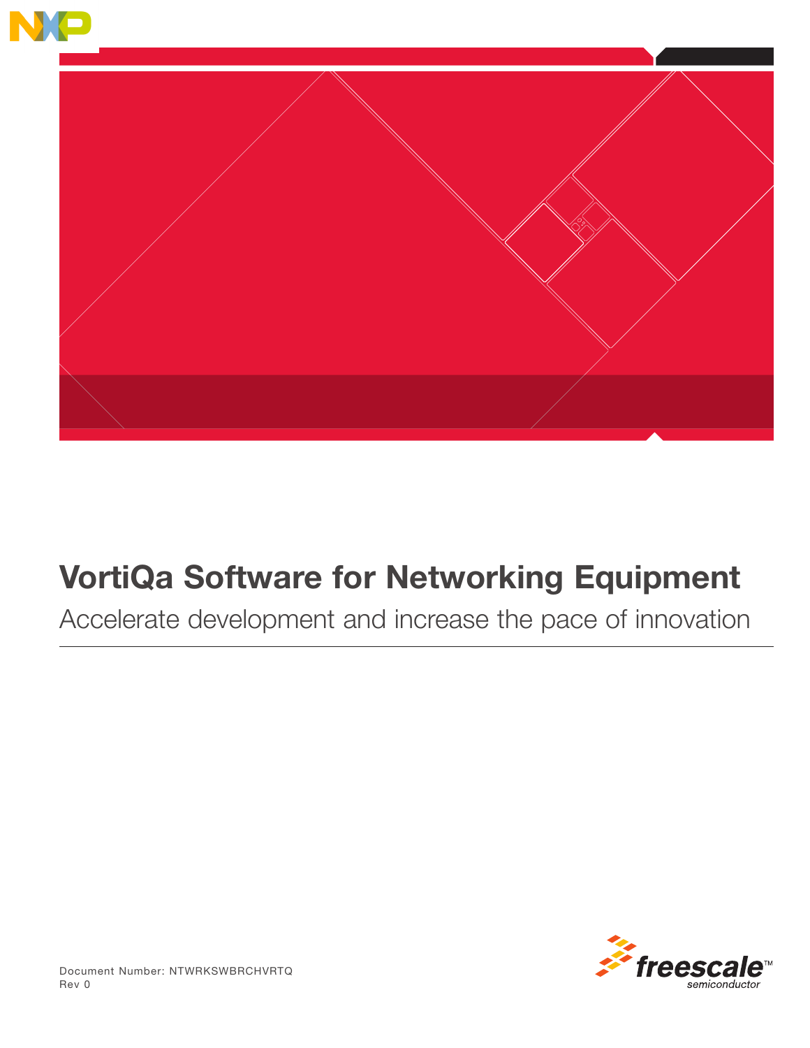# VortiQa Software for Networking Equipment

Accelerate development and increase the pace of innovation

Document Number: NTWRKSWBRCHVRTQ
Rev 0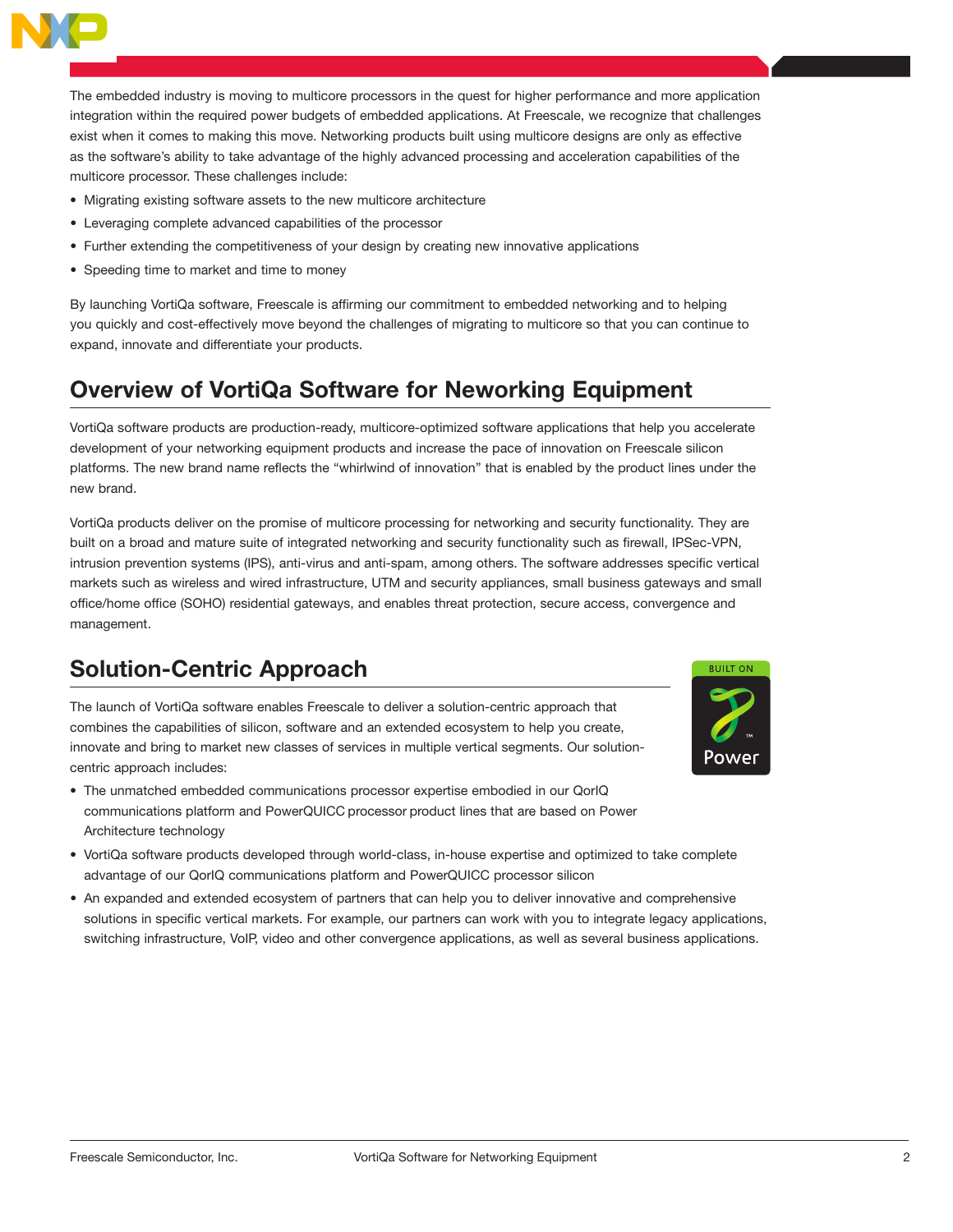The embedded industry is moving to multicore processors in the quest for higher performance and more application integration within the required power budgets of embedded applications. At Freescale, we recognize that challenges exist when it comes to making this move. Networking products built using multicore designs are only as effective as the software's ability to take advantage of the highly advanced processing and acceleration capabilities of the multicore processor. These challenges include:

- Migrating existing software assets to the new multicore architecture
- Leveraging complete advanced capabilities of the processor
- Further extending the competitiveness of your design by creating new innovative applications
- Speeding time to market and time to money

By launching VortiQa software, Freescale is affirming our commitment to embedded networking and to helping you quickly and cost-effectively move beyond the challenges of migrating to multicore so that you can continue to expand, innovate and differentiate your products.

## Overview of VortiQa Software for Neworking Equipment

VortiQa software products are production-ready, multicore-optimized software applications that help you accelerate development of your networking equipment products and increase the pace of innovation on Freescale silicon platforms. The new brand name reflects the "whirlwind of innovation" that is enabled by the product lines under the new brand.

VortiQa products deliver on the promise of multicore processing for networking and security functionality. They are built on a broad and mature suite of integrated networking and security functionality such as firewall, IPSec-VPN, intrusion prevention systems (IPS), anti-virus and anti-spam, among others. The software addresses specific vertical markets such as wireless and wired infrastructure, UTM and security appliances, small business gateways and small office/home office (SOHO) residential gateways, and enables threat protection, secure access, convergence and management.

## Solution-Centric Approach

The launch of VortiQa software enables Freescale to deliver a solution-centric approach that combines the capabilities of silicon, software and an extended ecosystem to help you create, innovate and bring to market new classes of services in multiple vertical segments. Our solution-centric approach includes:

- The unmatched embedded communications processor expertise embodied in our QorIQ communications platform and PowerQUICC processor product lines that are based on Power Architecture technology
- VortiQa software products developed through world-class, in-house expertise and optimized to take complete advantage of our QorIQ communications platform and PowerQUICC processor silicon
- An expanded and extended ecosystem of partners that can help you to deliver innovative and comprehensive solutions in specific vertical markets. For example, our partners can work with you to integrate legacy applications, switching infrastructure, VoIP, video and other convergence applications, as well as several business applications.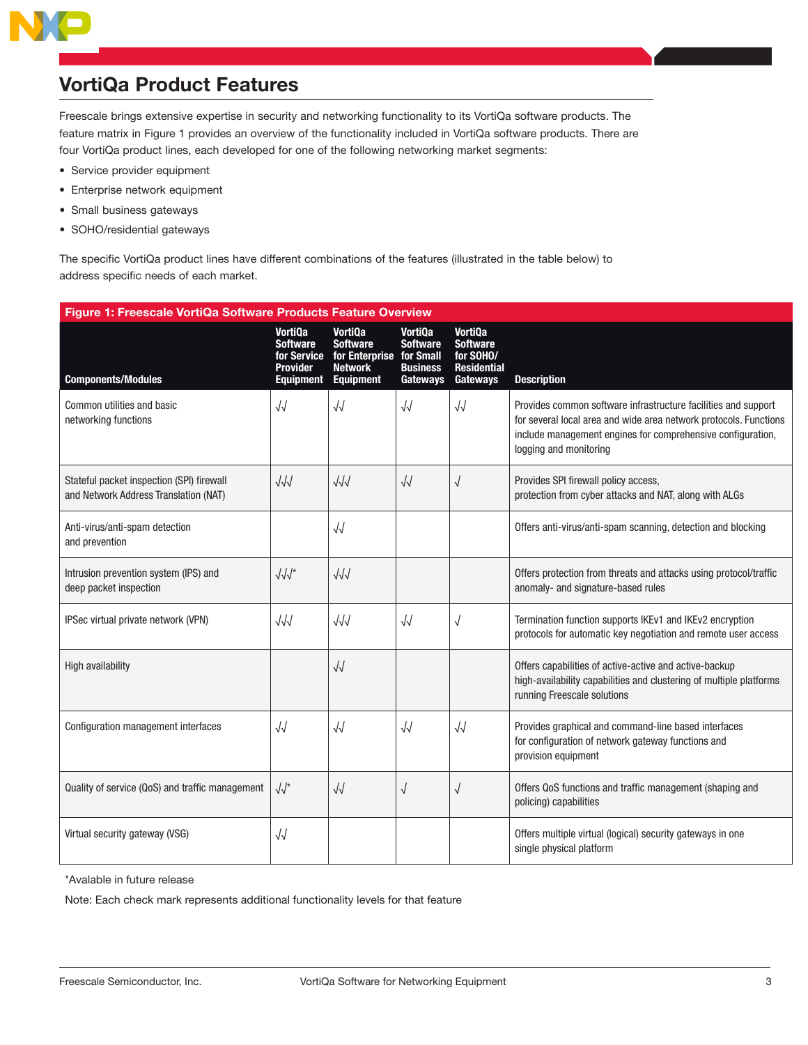## VortiQa Product Features

Freescale brings extensive expertise in security and networking functionality to its VortiQa software products. The feature matrix in Figure 1 provides an overview of the functionality included in VortiQa software products. There are four VortiQa product lines, each developed for one of the following networking market segments:

- Service provider equipment
- Enterprise network equipment
- Small business gateways
- SOHO/residential gateways

The specific VortiQa product lines have different combinations of the features (illustrated in the table below) to address specific needs of each market.

**Figure 1: Freescale VortiQa Software Products Feature Overview**

| Components/Modules | VortiQa Software for Service Provider Equipment | VortiQa Software for Enterprise Network Equipment | VortiQa Software for Small Business Gateways | VortiQa Software for SOHO/ Residential Gateways | Description |
|---|---|---|---|---|---|
| Common utilities and basic networking functions | √√ | √√ | √√ | √√ | Provides common software infrastructure facilities and support for several local area and wide area network protocols. Functions include management engines for comprehensive configuration, logging and monitoring |
| Stateful packet inspection (SPI) firewall and Network Address Translation (NAT) | √√√ | √√√ | √√ | √ | Provides SPI firewall policy access, protection from cyber attacks and NAT, along with ALGs |
| Anti-virus/anti-spam detection and prevention | | √√ | | | Offers anti-virus/anti-spam scanning, detection and blocking |
| Intrusion prevention system (IPS) and deep packet inspection | √√√* | √√√ | | | Offers protection from threats and attacks using protocol/traffic anomaly- and signature-based rules |
| IPSec virtual private network (VPN) | √√√ | √√√ | √√ | √ | Termination function supports IKEv1 and IKEv2 encryption protocols for automatic key negotiation and remote user access |
| High availability | | √√ | | | Offers capabilities of active-active and active-backup high-availability capabilities and clustering of multiple platforms running Freescale solutions |
| Configuration management interfaces | √√ | √√ | √√ | √√ | Provides graphical and command-line based interfaces for configuration of network gateway functions and provision equipment |
| Quality of service (QoS) and traffic management | √√* | √√ | √ | √ | Offers QoS functions and traffic management (shaping and policing) capabilities |
| Virtual security gateway (VSG) | √√ | | | | Offers multiple virtual (logical) security gateways in one single physical platform |

*Avalable in future release

Note: Each check mark represents additional functionality levels for that feature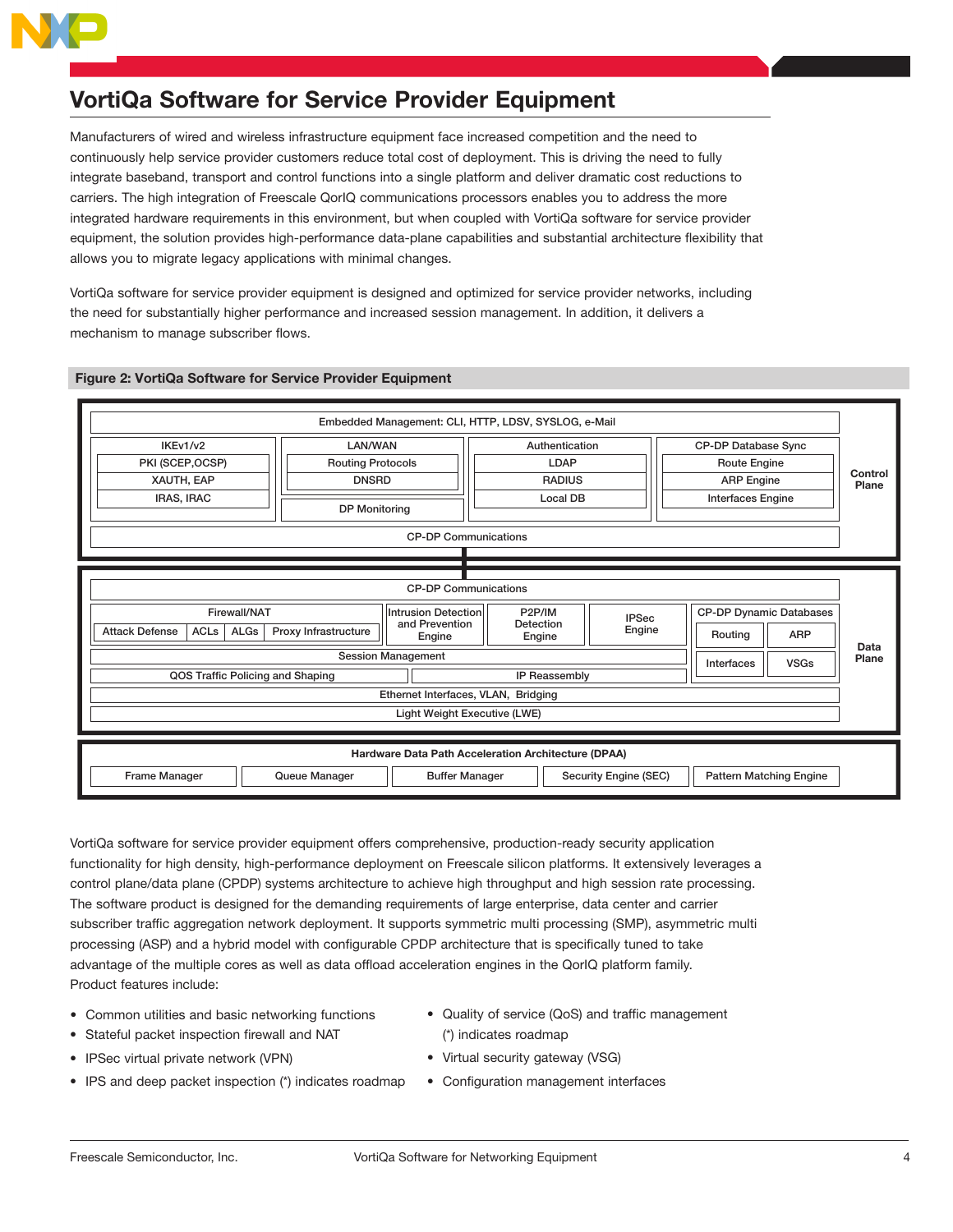## VortiQa Software for Service Provider Equipment

Manufacturers of wired and wireless infrastructure equipment face increased competition and the need to continuously help service provider customers reduce total cost of deployment. This is driving the need to fully integrate baseband, transport and control functions into a single platform and deliver dramatic cost reductions to carriers. The high integration of Freescale QorIQ communications processors enables you to address the more integrated hardware requirements in this environment, but when coupled with VortiQa software for service provider equipment, the solution provides high-performance data-plane capabilities and substantial architecture flexibility that allows you to migrate legacy applications with minimal changes.

VortiQa software for service provider equipment is designed and optimized for service provider networks, including the need for substantially higher performance and increased session management. In addition, it delivers a mechanism to manage subscriber flows.

**Figure 2: VortiQa Software for Service Provider Equipment**

**Control Plane**

- Embedded Management: CLI, HTTP, LDSV, SYSLOG, e-Mail
- IKEv1/v2: PKI (SCEP,OCSP); XAUTH, EAP; IRAS, IRAC
- LAN/WAN: Routing Protocols; DNSRD
- DP Monitoring
- Authentication: LDAP; RADIUS; Local DB
- CP-DP Database Sync: Route Engine; ARP Engine; Interfaces Engine
- CP-DP Communications

**Data Plane**

- CP-DP Communications
- Firewall/NAT: Attack Defense; ACLs; ALGs; Proxy Infrastructure
- Intrusion Detection and Prevention Engine
- P2P/IM Detection Engine
- IPSec Engine
- CP-DP Dynamic Databases: Routing; ARP; Interfaces; VSGs
- Session Management
- QOS Traffic Policing and Shaping
- IP Reassembly
- Ethernet Interfaces, VLAN, Bridging
- Light Weight Executive (LWE)

**Hardware Data Path Acceleration Architecture (DPAA)**

- Frame Manager
- Queue Manager
- Buffer Manager
- Security Engine (SEC)
- Pattern Matching Engine

VortiQa software for service provider equipment offers comprehensive, production-ready security application functionality for high density, high-performance deployment on Freescale silicon platforms. It extensively leverages a control plane/data plane (CPDP) systems architecture to achieve high throughput and high session rate processing. The software product is designed for the demanding requirements of large enterprise, data center and carrier subscriber traffic aggregation network deployment. It supports symmetric multi processing (SMP), asymmetric multi processing (ASP) and a hybrid model with configurable CPDP architecture that is specifically tuned to take advantage of the multiple cores as well as data offload acceleration engines in the QorIQ platform family. Product features include:

- Common utilities and basic networking functions
- Stateful packet inspection firewall and NAT
- IPSec virtual private network (VPN)
- IPS and deep packet inspection (*) indicates roadmap
- Quality of service (QoS) and traffic management (*) indicates roadmap
- Virtual security gateway (VSG)
- Configuration management interfaces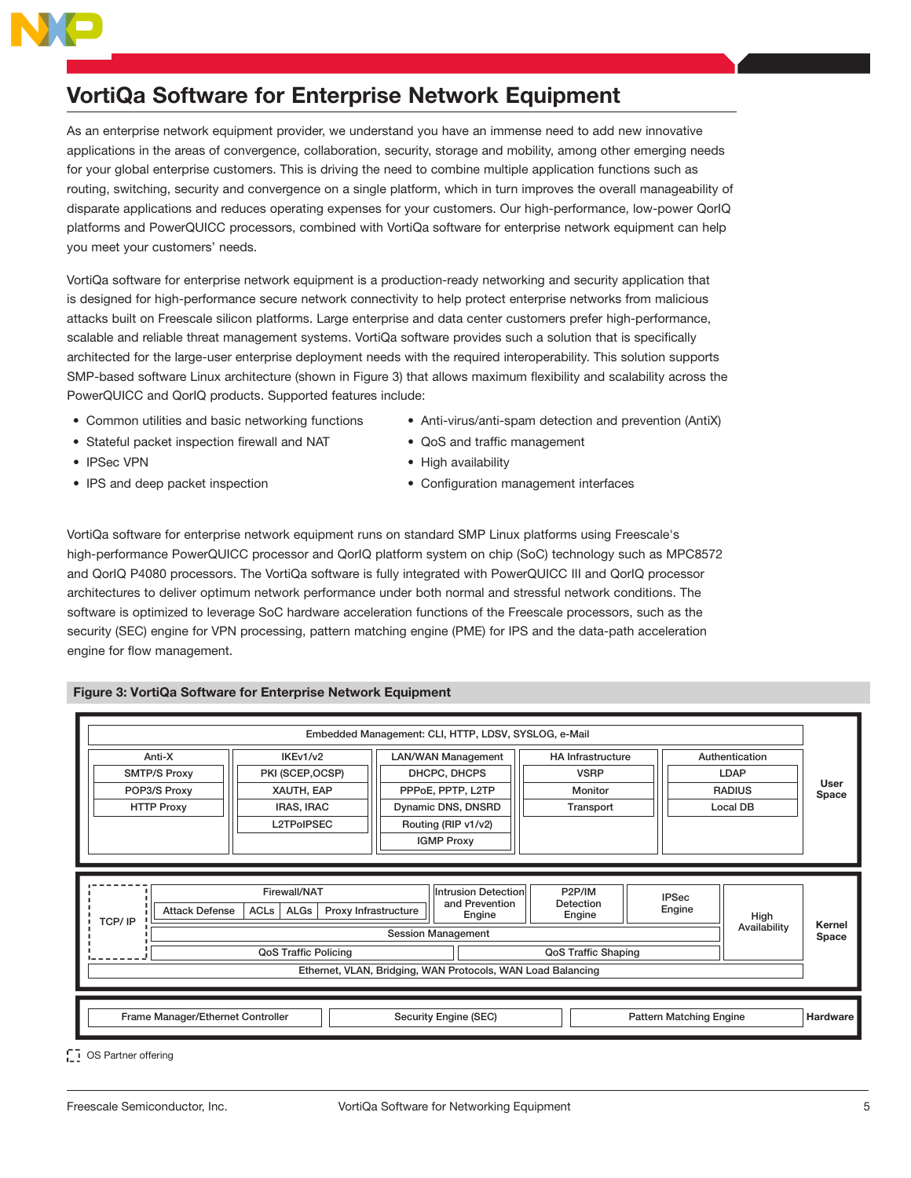# VortiQa Software for Enterprise Network Equipment

As an enterprise network equipment provider, we understand you have an immense need to add new innovative applications in the areas of convergence, collaboration, security, storage and mobility, among other emerging needs for your global enterprise customers. This is driving the need to combine multiple application functions such as routing, switching, security and convergence on a single platform, which in turn improves the overall manageability of disparate applications and reduces operating expenses for your customers. Our high-performance, low-power QorIQ platforms and PowerQUICC processors, combined with VortiQa software for enterprise network equipment can help you meet your customers' needs.

VortiQa software for enterprise network equipment is a production-ready networking and security application that is designed for high-performance secure network connectivity to help protect enterprise networks from malicious attacks built on Freescale silicon platforms. Large enterprise and data center customers prefer high-performance, scalable and reliable threat management systems. VortiQa software provides such a solution that is specifically architected for the large-user enterprise deployment needs with the required interoperability. This solution supports SMP-based software Linux architecture (shown in Figure 3) that allows maximum flexibility and scalability across the PowerQUICC and QorIQ products. Supported features include:

- Common utilities and basic networking functions
- Stateful packet inspection firewall and NAT
- IPSec VPN
- IPS and deep packet inspection
- Anti-virus/anti-spam detection and prevention (AntiX)
- QoS and traffic management
- High availability
- Configuration management interfaces

VortiQa software for enterprise network equipment runs on standard SMP Linux platforms using Freescale's high-performance PowerQUICC processor and QorIQ platform system on chip (SoC) technology such as MPC8572 and QorIQ P4080 processors. The VortiQa software is fully integrated with PowerQUICC III and QorIQ processor architectures to deliver optimum network performance under both normal and stressful network conditions. The software is optimized to leverage SoC hardware acceleration functions of the Freescale processors, such as the security (SEC) engine for VPN processing, pattern matching engine (PME) for IPS and the data-path acceleration engine for flow management.

**Figure 3: VortiQa Software for Enterprise Network Equipment**

**User Space**

- Embedded Management: CLI, HTTP, LDSV, SYSLOG, e-Mail
- Anti-X: SMTP/S Proxy, POP3/S Proxy, HTTP Proxy
- IKEv1/v2: PKI (SCEP,OCSP), XAUTH, EAP, IRAS, IRAC, L2TPoIPSEC
- LAN/WAN Management: DHCPC, DHCPS, PPPoE, PPTP, L2TP, Dynamic DNS, DNSRD, Routing (RIP v1/v2), IGMP Proxy
- HA Infrastructure: VSRP, Monitor, Transport
- Authentication: LDAP, RADIUS, Local DB

**Kernel Space**

- TCP/ IP (OS Partner offering)
- Firewall/NAT: Attack Defense, ACLs, ALGs, Proxy Infrastructure
- Intrusion Detection and Prevention Engine
- P2P/IM Detection Engine
- IPSec Engine
- High Availability
- Session Management
- QoS Traffic Policing
- QoS Traffic Shaping
- Ethernet, VLAN, Bridging, WAN Protocols, WAN Load Balancing

**Hardware**

- Frame Manager/Ethernet Controller
- Security Engine (SEC)
- Pattern Matching Engine

OS Partner offering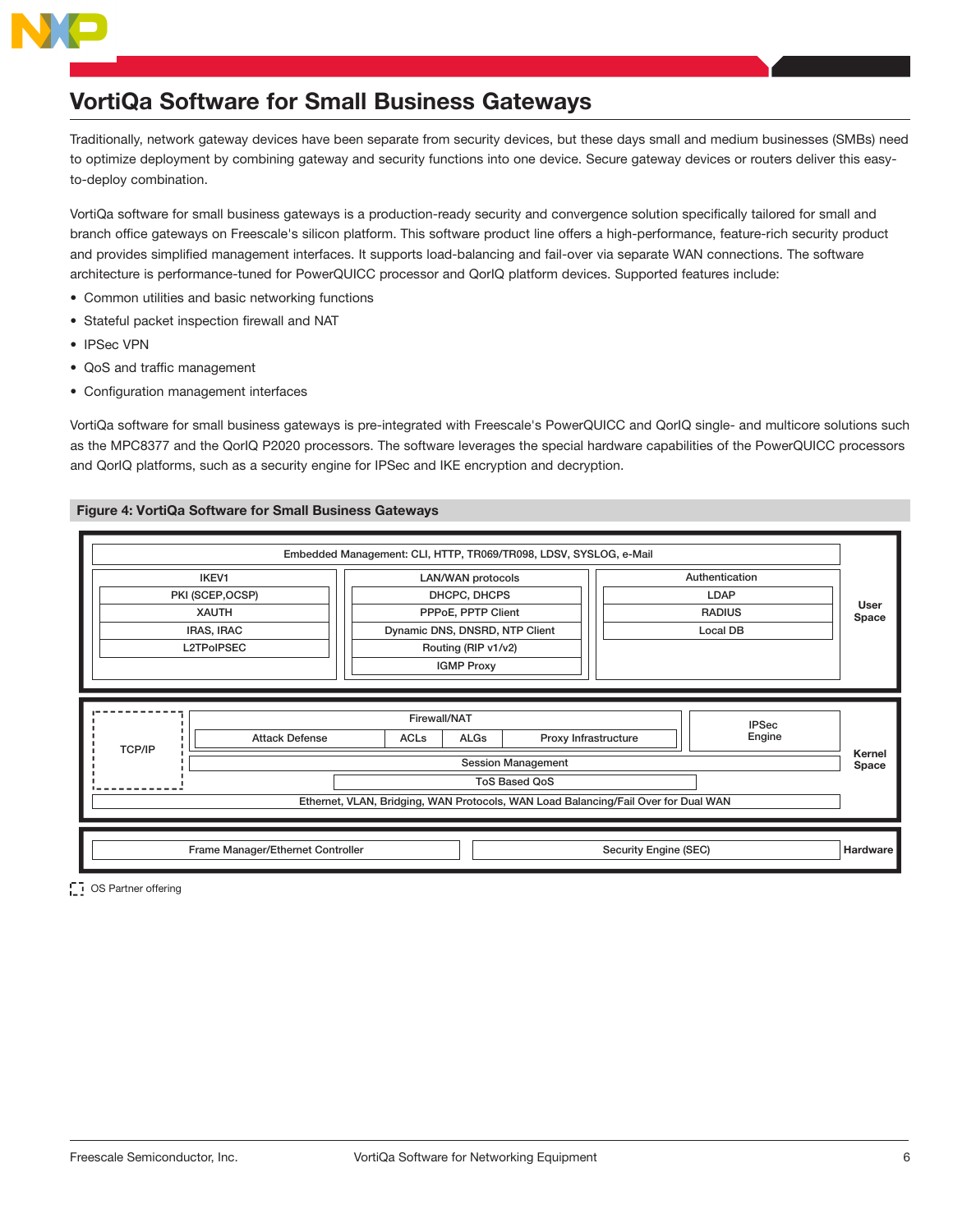# VortiQa Software for Small Business Gateways

Traditionally, network gateway devices have been separate from security devices, but these days small and medium businesses (SMBs) need to optimize deployment by combining gateway and security functions into one device. Secure gateway devices or routers deliver this easy-to-deploy combination.

VortiQa software for small business gateways is a production-ready security and convergence solution specifically tailored for small and branch office gateways on Freescale's silicon platform. This software product line offers a high-performance, feature-rich security product and provides simplified management interfaces. It supports load-balancing and fail-over via separate WAN connections. The software architecture is performance-tuned for PowerQUICC processor and QorIQ platform devices. Supported features include:

- Common utilities and basic networking functions
- Stateful packet inspection firewall and NAT
- IPSec VPN
- QoS and traffic management
- Configuration management interfaces

VortiQa software for small business gateways is pre-integrated with Freescale's PowerQUICC and QorIQ single- and multicore solutions such as the MPC8377 and the QorIQ P2020 processors. The software leverages the special hardware capabilities of the PowerQUICC processors and QorIQ platforms, such as a security engine for IPSec and IKE encryption and decryption.

**Figure 4: VortiQa Software for Small Business Gateways**

**User Space**

- Embedded Management: CLI, HTTP, TR069/TR098, LDSV, SYSLOG, e-Mail
- IKEV1: PKI (SCEP,OCSP), XAUTH, IRAS, IRAC, L2TPoIPSEC
- LAN/WAN protocols: DHCPC, DHCPS, PPPoE, PPTP Client, Dynamic DNS, DNSRD, NTP Client, Routing (RIP v1/v2), IGMP Proxy
- Authentication: LDAP, RADIUS, Local DB

**Kernel Space**

- TCP/IP (OS Partner offering)
- Firewall/NAT: Attack Defense, ACLs, ALGs, Proxy Infrastructure
- IPSec Engine
- Session Management
- ToS Based QoS
- Ethernet, VLAN, Bridging, WAN Protocols, WAN Load Balancing/Fail Over for Dual WAN

**Hardware**

- Frame Manager/Ethernet Controller
- Security Engine (SEC)

OS Partner offering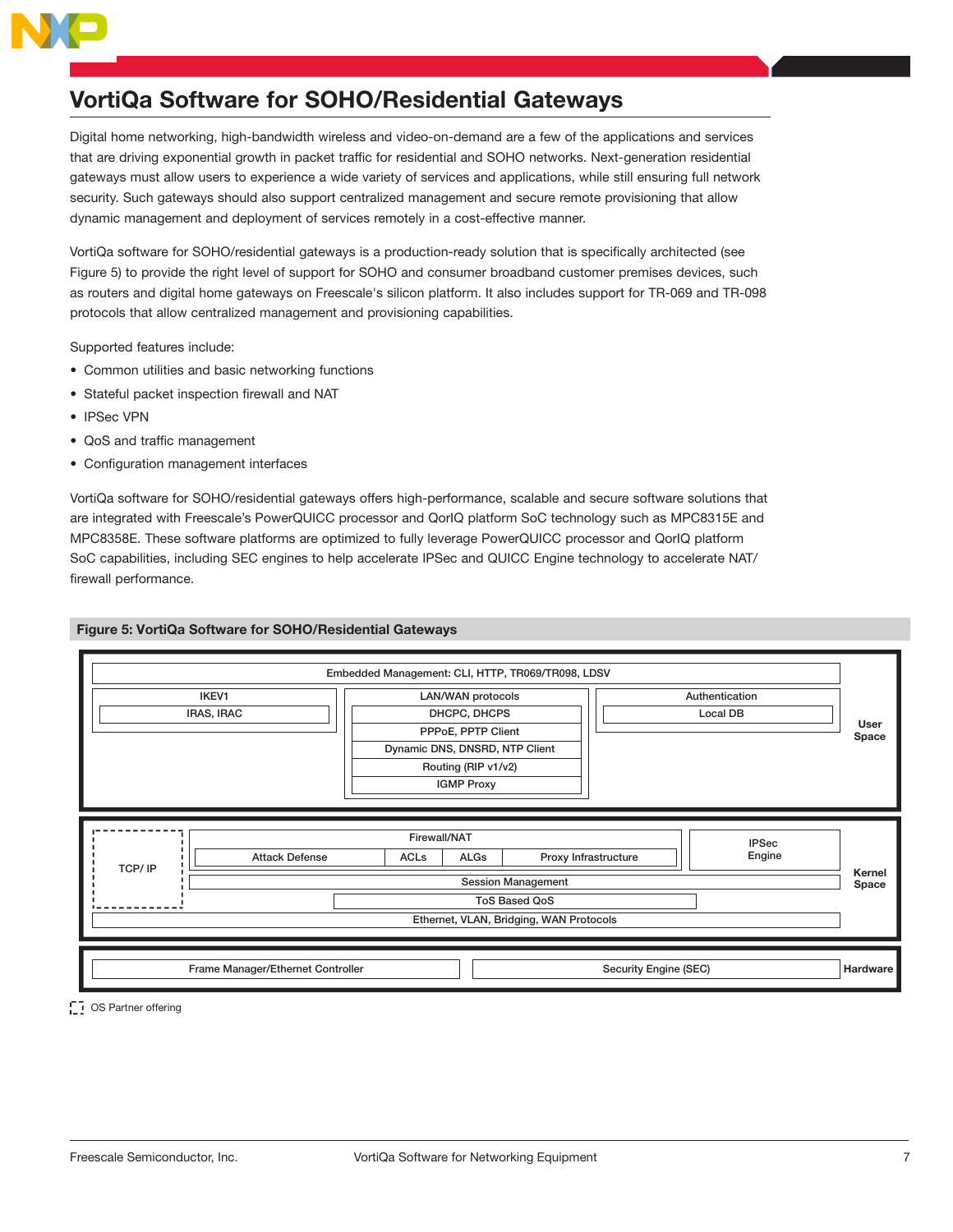# VortiQa Software for SOHO/Residential Gateways

Digital home networking, high-bandwidth wireless and video-on-demand are a few of the applications and services that are driving exponential growth in packet traffic for residential and SOHO networks. Next-generation residential gateways must allow users to experience a wide variety of services and applications, while still ensuring full network security. Such gateways should also support centralized management and secure remote provisioning that allow dynamic management and deployment of services remotely in a cost-effective manner.

VortiQa software for SOHO/residential gateways is a production-ready solution that is specifically architected (see Figure 5) to provide the right level of support for SOHO and consumer broadband customer premises devices, such as routers and digital home gateways on Freescale's silicon platform. It also includes support for TR-069 and TR-098 protocols that allow centralized management and provisioning capabilities.

Supported features include:

- Common utilities and basic networking functions
- Stateful packet inspection firewall and NAT
- IPSec VPN
- QoS and traffic management
- Configuration management interfaces

VortiQa software for SOHO/residential gateways offers high-performance, scalable and secure software solutions that are integrated with Freescale's PowerQUICC processor and QorIQ platform SoC technology such as MPC8315E and MPC8358E. These software platforms are optimized to fully leverage PowerQUICC processor and QorIQ platform SoC capabilities, including SEC engines to help accelerate IPSec and QUICC Engine technology to accelerate NAT/firewall performance.

**Figure 5: VortiQa Software for SOHO/Residential Gateways**

**User Space**
- Embedded Management: CLI, HTTP, TR069/TR098, LDSV
- IKEV1
  - IRAS, IRAC
- LAN/WAN protocols
  - DHCPC, DHCPS
  - PPPoE, PPTP Client
  - Dynamic DNS, DNSRD, NTP Client
  - Routing (RIP v1/v2)
  - IGMP Proxy
- Authentication
  - Local DB

**Kernel Space**
- TCP/ IP (OS Partner offering)
- Firewall/NAT
  - Attack Defense
  - ACLs
  - ALGs
  - Proxy Infrastructure
- IPSec Engine
- Session Management
- ToS Based QoS
- Ethernet, VLAN, Bridging, WAN Protocols

**Hardware**
- Frame Manager/Ethernet Controller
- Security Engine (SEC)

OS Partner offering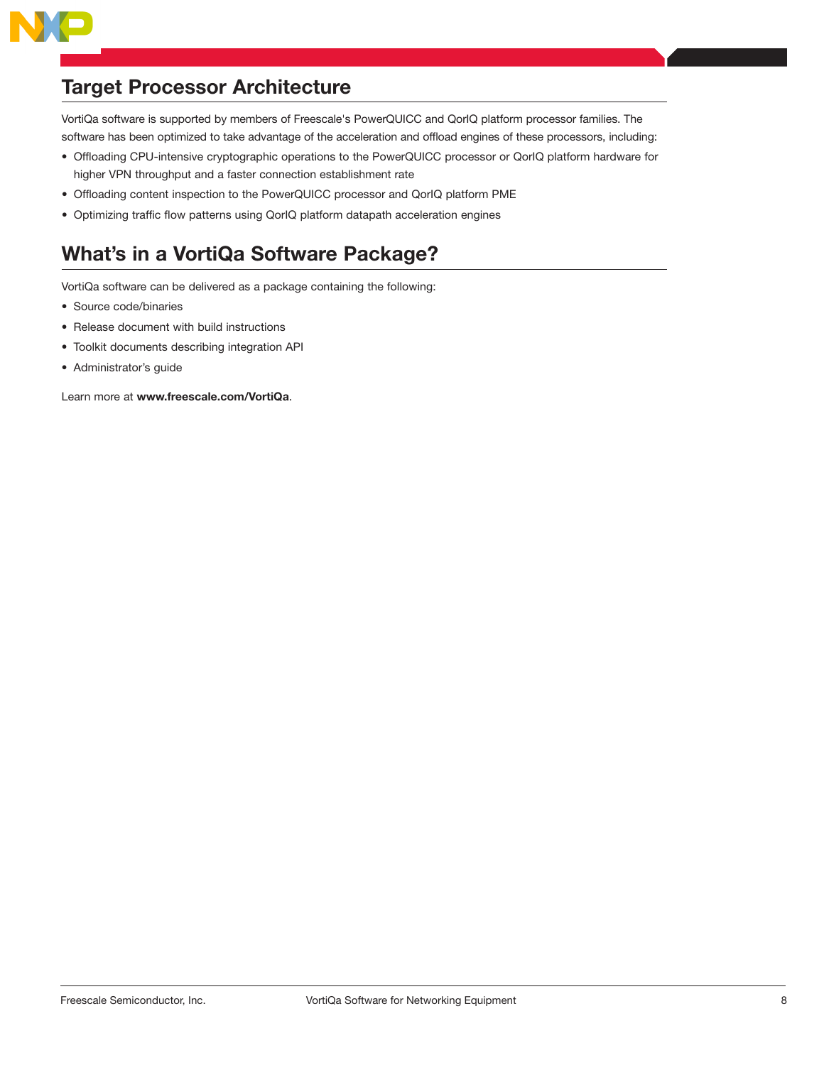## Target Processor Architecture

VortiQa software is supported by members of Freescale's PowerQUICC and QorIQ platform processor families. The software has been optimized to take advantage of the acceleration and offload engines of these processors, including:

- Offloading CPU-intensive cryptographic operations to the PowerQUICC processor or QorIQ platform hardware for higher VPN throughput and a faster connection establishment rate
- Offloading content inspection to the PowerQUICC processor and QorIQ platform PME
- Optimizing traffic flow patterns using QorIQ platform datapath acceleration engines

## What's in a VortiQa Software Package?

VortiQa software can be delivered as a package containing the following:

- Source code/binaries
- Release document with build instructions
- Toolkit documents describing integration API
- Administrator's guide

Learn more at **www.freescale.com/VortiQa**.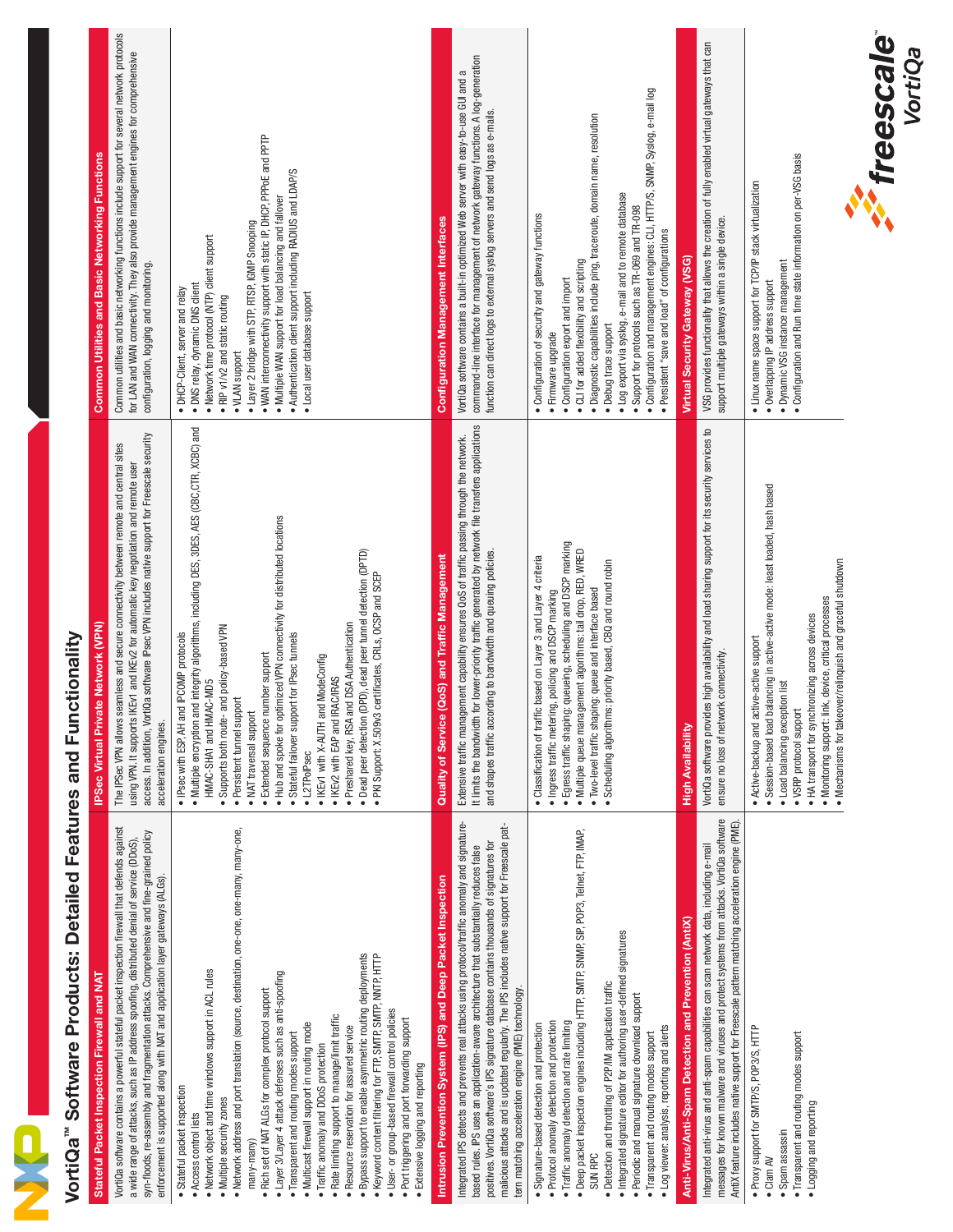# VortiQa™ Software Products: Detailed Features and Functionality

## Stateful Packet Inspection Firewall and NAT

VortiQa software contains a powerful stateful packet inspection firewall that defends against a wide range of attacks, such as IP address spoofing, distributed denial of service (DDoS), syn-floods, re-assembly and fragmentation attacks. Comprehensive and fine-grained policy enforcement is supported along with NAT and application layer gateways (ALGs).

- Stateful packet inspection
- Access control lists
- Network object and time windows support in ACL rules
- Multiple security zones
- Network address and port translation (source, destination, one-one, one-many, many-one, many-many)
- Rich set of NAT ALGs for complex protocol support
- Layer 3/Layer 4 attack defenses such as anti-spoofing
- Transparent and routing modes support
- Multicast firewall support in routing mode
- Traffic anomaly and DDoS protection
- Rate limiting support to manage/limit traffic
- Resource reservation for assured service
- Bypass support to enable asymmetric routing deployments
- Keyword content filtering for FTP, SMTP, NNTP, HTTP
- User- or group-based firewall control policies
- Port triggering and port forwarding support
- Extensive logging and reporting

## IPSec Virtual Private Network (VPN)

The IPSec VPN allows seamless and secure connectivity between remote and central sites using VPN. It supports IKEv1 and IKEv2 for automatic key negotiation and remote user access. In addition, VortiQa software IPsec VPN includes native support for Freescale security acceleration engines.

- IPsec with ESP, AH and IPCOMP protocols
- Multiple encryption and integrity algorithms, including DES, 3DES, AES (CBC,CTR, XCBC) and HMAC-SHA1 and HMAC-MD5
- Supports both route- and policy-based VPN
- Persistent tunnel support
- NAT traversal support
- Extended sequence number support
- Hub and spoke for optimized VPN connectivity for distributed locations
- Stateful failover support for IPSec tunnels
- L2TPoIPsec
- IKEv1 with X-AUTH and ModeConfig
- IKEv2 with EAP and IRAC/RAS
- Preshared key, RSA and DSA Authentication
- Dead peer detection (DPD), dead peer tunnel detection (DPTD)
- PKI Support: X.509v3 certificates, CRLs, OCSP and SCEP

## Common Utilities and Basic Networking Functions

Common utilities and basic networking functions include support for several network protocols for LAN and WAN connectivity. They also provide management engines for comprehensive configuration, logging and monitoring.

- DHCP-Client, server and relay
- DNS relay, dynamic DNS client
- Network time protocol (NTP) client support
- RIP v1/v2 and static routing
- VLAN support
- Layer 2 bridge with STP, RTSP, IGMP Snooping
- WAN interconnectivity support with static IP, DHCP, PPPoE and PPTP
- Multiple WAN support for load balancing and failover
- Authentication client support including RADIUS and LDAP/S
- Local user database support

## Intrusion Prevention System (IPS) and Deep Packet Inspection

Integrated IPS detects and prevents real attacks using protocol/traffic anomaly and signature-based rules. IPS uses an application-aware architecture that substantially reduces false positives. VortiQa software's IPS signature database contains thousands of signatures for malicious attacks and is updated regularly. The IPS includes native support for Freescale pattern matching acceleration engine (PME) technology.

- Signature-based detection and protection
- Protocol anomaly detection and protection
- Traffic anomaly detection and rate limiting
- Deep packet inspection engines including HTTP, SMTP, SNMP, SIP, POP3, Telnet, FTP, IMAP, SUN RPC
- Detection and throttling of P2P/IM application traffic
- Integrated signature editor for authoring user-defined signatures
- Periodic and manual signature download support
- Transparent and routing modes support
- Log viewer: analysis, reporting and alerts

## Quality of Service (QoS) and Traffic Management

Extensive traffic management capability ensures QoS of traffic passing through the network. It limits the bandwidth for lower-priority traffic generated by network file transfers applications and shapes traffic according to bandwidth and queuing policies.

- Classification of traffic based on Layer 3 and Layer 4 criteria
- Ingress traffic metering, policing and DSCP marking
- Egress traffic shaping: queueing, scheduling and DSCP marking
- Multiple queue management algorithms: tail drop, RED, WRED
- Two-level traffic shaping: queue and interface based
- Scheduling algorithms: priority based, CBQ and round robin

## Configuration Management Interfaces

VortiQa software contains a built-in optimized Web server with easy-to-use GUI and a command-line interface for management of network gateway functions. A log-generation function can direct logs to external syslog servers and send logs as e-mails.

- Configuration of security and gateway functions
- Firmware upgrade
- Configuration export and import
- CLI for added flexibility and scripting
- Diagnostic capabilities include ping, traceroute, domain name, resolution
- Debug trace support
- Log export via syslog, e-mail and to remote database
- Support for protocols such as TR-069 and TR-098
- Configuration and management engines: CLI, HTTP/S, SNMP, Syslog, e-mail log
- Persistent "save and load" of configurations

## Anti-Virus/Anti-Spam Detection and Prevention (AntiX)

Integrated anti-virus and anti-spam capabilities can scan network data, including e-mail messages for known malware and viruses and protect systems from attacks. VortiQa software AntiX feature includes native support for Freescale pattern matching acceleration engine (PME).

- Proxy support for SMTP/S, POP3/S, HTTP
- Clam AV
- Spam assassin
- Transparent and routing modes support
- Logging and reporting

## High Availability

VortiQa software provides high availability and load sharing support for its security services to ensure no loss of network connectivity.

- Active-backup and active-active support
- Session-based load balancing in active-active mode: least loaded, hash based
- Load balancing exception list
- VSRP protocol support
- HA transport for synchronizing across devices
- Monitoring support: link, device, critical processes
- Mechanisms for takeover/relinquish and graceful shutdown

## Virtual Security Gateway (VSG)

VSG provides functionality that allows the creation of fully enabled virtual gateways that can support multiple gateways within a single device.

- Linux name space support for TCP/IP stack virtualization
- Overlapping IP address support
- Dynamic VSG instance management
- Configuration and Run time state information on per-VSG basis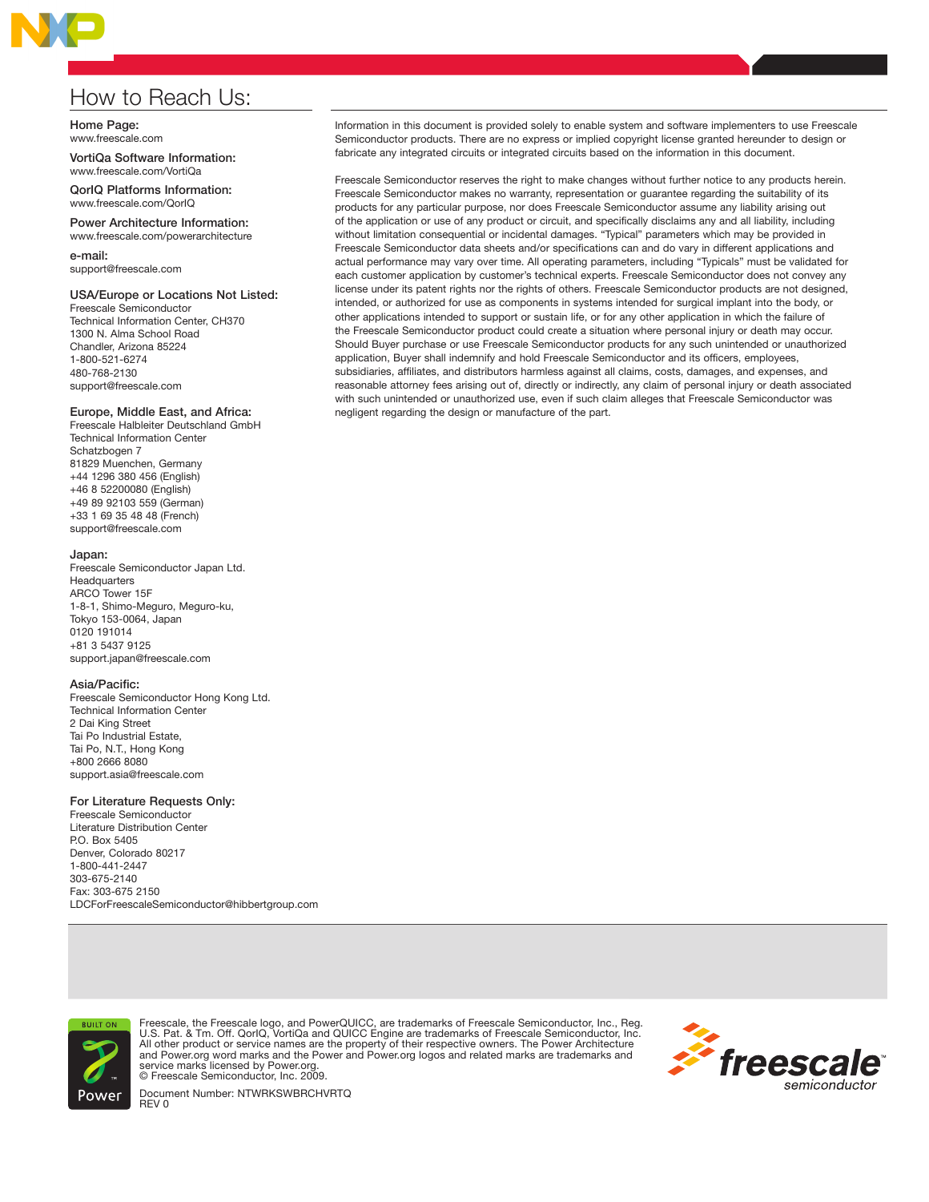# How to Reach Us:

**Home Page:**
www.freescale.com

**VortiQa Software Information:**
www.freescale.com/VortiQa

**QorIQ Platforms Information:**
www.freescale.com/QorIQ

**Power Architecture Information:**
www.freescale.com/powerarchitecture

**e-mail:**
support@freescale.com

**USA/Europe or Locations Not Listed:**
Freescale Semiconductor
Technical Information Center, CH370
1300 N. Alma School Road
Chandler, Arizona 85224
1-800-521-6274
480-768-2130
support@freescale.com

**Europe, Middle East, and Africa:**
Freescale Halbleiter Deutschland GmbH
Technical Information Center
Schatzbogen 7
81829 Muenchen, Germany
+44 1296 380 456 (English)
+46 8 52200080 (English)
+49 89 92103 559 (German)
+33 1 69 35 48 48 (French)
support@freescale.com

**Japan:**
Freescale Semiconductor Japan Ltd.
Headquarters
ARCO Tower 15F
1-8-1, Shimo-Meguro, Meguro-ku,
Tokyo 153-0064, Japan
0120 191014
+81 3 5437 9125
support.japan@freescale.com

**Asia/Pacific:**
Freescale Semiconductor Hong Kong Ltd.
Technical Information Center
2 Dai King Street
Tai Po Industrial Estate,
Tai Po, N.T., Hong Kong
+800 2666 8080
support.asia@freescale.com

**For Literature Requests Only:**
Freescale Semiconductor
Literature Distribution Center
P.O. Box 5405
Denver, Colorado 80217
1-800-441-2447
303-675-2140
Fax: 303-675 2150
LDCForFreescaleSemiconductor@hibbertgroup.com

Information in this document is provided solely to enable system and software implementers to use Freescale Semiconductor products. There are no express or implied copyright license granted hereunder to design or fabricate any integrated circuits or integrated circuits based on the information in this document.

Freescale Semiconductor reserves the right to make changes without further notice to any products herein. Freescale Semiconductor makes no warranty, representation or guarantee regarding the suitability of its products for any particular purpose, nor does Freescale Semiconductor assume any liability arising out of the application or use of any product or circuit, and specifically disclaims any and all liability, including without limitation consequential or incidental damages. "Typical" parameters which may be provided in Freescale Semiconductor data sheets and/or specifications can and do vary in different applications and actual performance may vary over time. All operating parameters, including "Typicals" must be validated for each customer application by customer's technical experts. Freescale Semiconductor does not convey any license under its patent rights nor the rights of others. Freescale Semiconductor products are not designed, intended, or authorized for use as components in systems intended for surgical implant into the body, or other applications intended to support or sustain life, or for any other application in which the failure of the Freescale Semiconductor product could create a situation where personal injury or death may occur. Should Buyer purchase or use Freescale Semiconductor products for any such unintended or unauthorized application, Buyer shall indemnify and hold Freescale Semiconductor and its officers, employees, subsidiaries, affiliates, and distributors harmless against all claims, costs, damages, and expenses, and reasonable attorney fees arising out of, directly or indirectly, any claim of personal injury or death associated with such unintended or unauthorized use, even if such claim alleges that Freescale Semiconductor was negligent regarding the design or manufacture of the part.

Freescale, the Freescale logo, and PowerQUICC, are trademarks of Freescale Semiconductor, Inc., Reg. U.S. Pat. & Tm. Off. QorIQ, VortiQa and QUICC Engine are trademarks of Freescale Semiconductor, Inc. All other product or service names are the property of their respective owners. The Power Architecture and Power.org word marks and the Power and Power.org logos and related marks are trademarks and service marks licensed by Power.org.
© Freescale Semiconductor, Inc. 2009.

Document Number: NTWRKSWBRCHVRTQ
REV 0